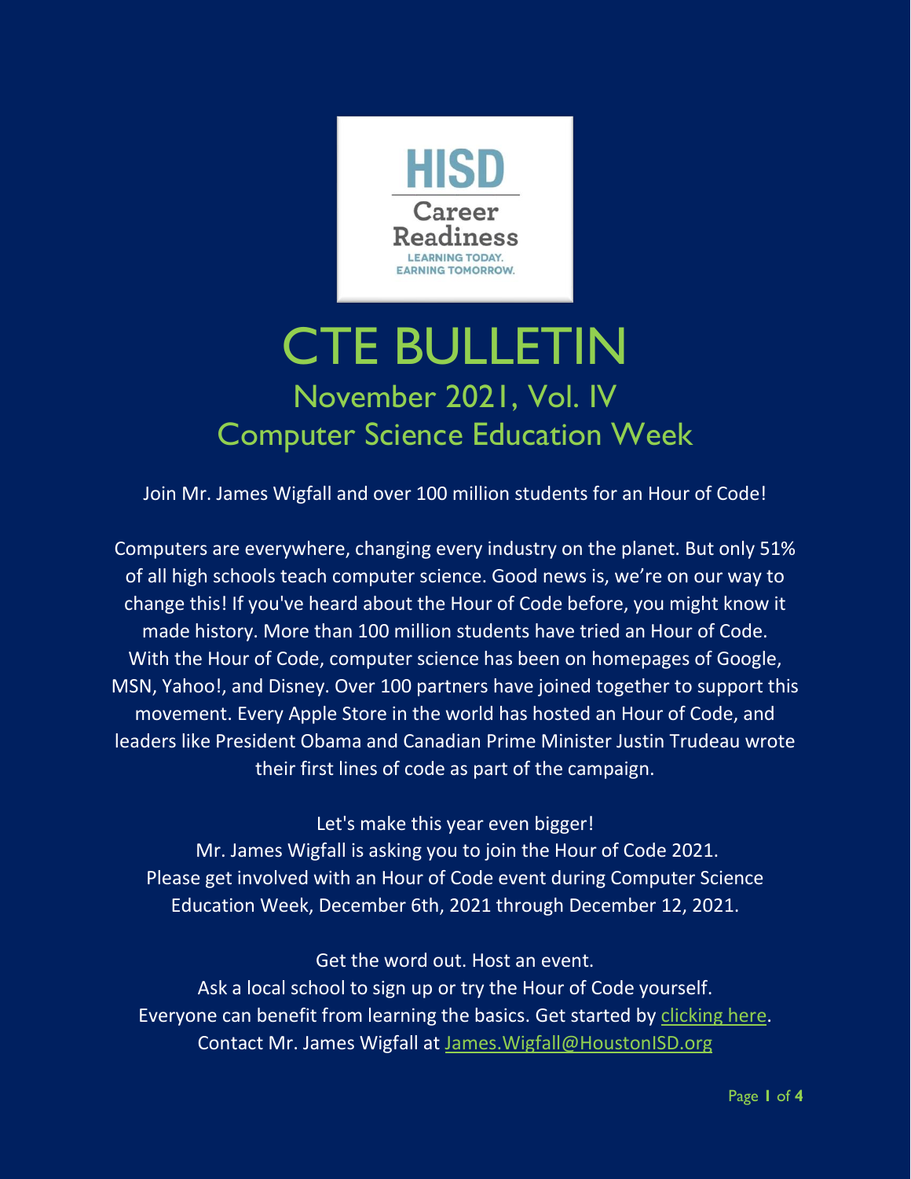HISD Career Readiness
LEARNING TODAY. EARNING TOMORROW.

# CTE BULLETIN

## November 2021, Vol. IV

## Computer Science Education Week

Join Mr. James Wigfall and over 100 million students for an Hour of Code!

Computers are everywhere, changing every industry on the planet. But only 51% of all high schools teach computer science. Good news is, we're on our way to change this! If you've heard about the Hour of Code before, you might know it made history. More than 100 million students have tried an Hour of Code. With the Hour of Code, computer science has been on homepages of Google, MSN, Yahoo!, and Disney. Over 100 partners have joined together to support this movement. Every Apple Store in the world has hosted an Hour of Code, and leaders like President Obama and Canadian Prime Minister Justin Trudeau wrote their first lines of code as part of the campaign.

Let's make this year even bigger!
Mr. James Wigfall is asking you to join the Hour of Code 2021.
Please get involved with an Hour of Code event during Computer Science Education Week, December 6th, 2021 through December 12, 2021.

Get the word out. Host an event.
Ask a local school to sign up or try the Hour of Code yourself.
Everyone can benefit from learning the basics. Get started by clicking here.
Contact Mr. James Wigfall at James.Wigfall@HoustonISD.org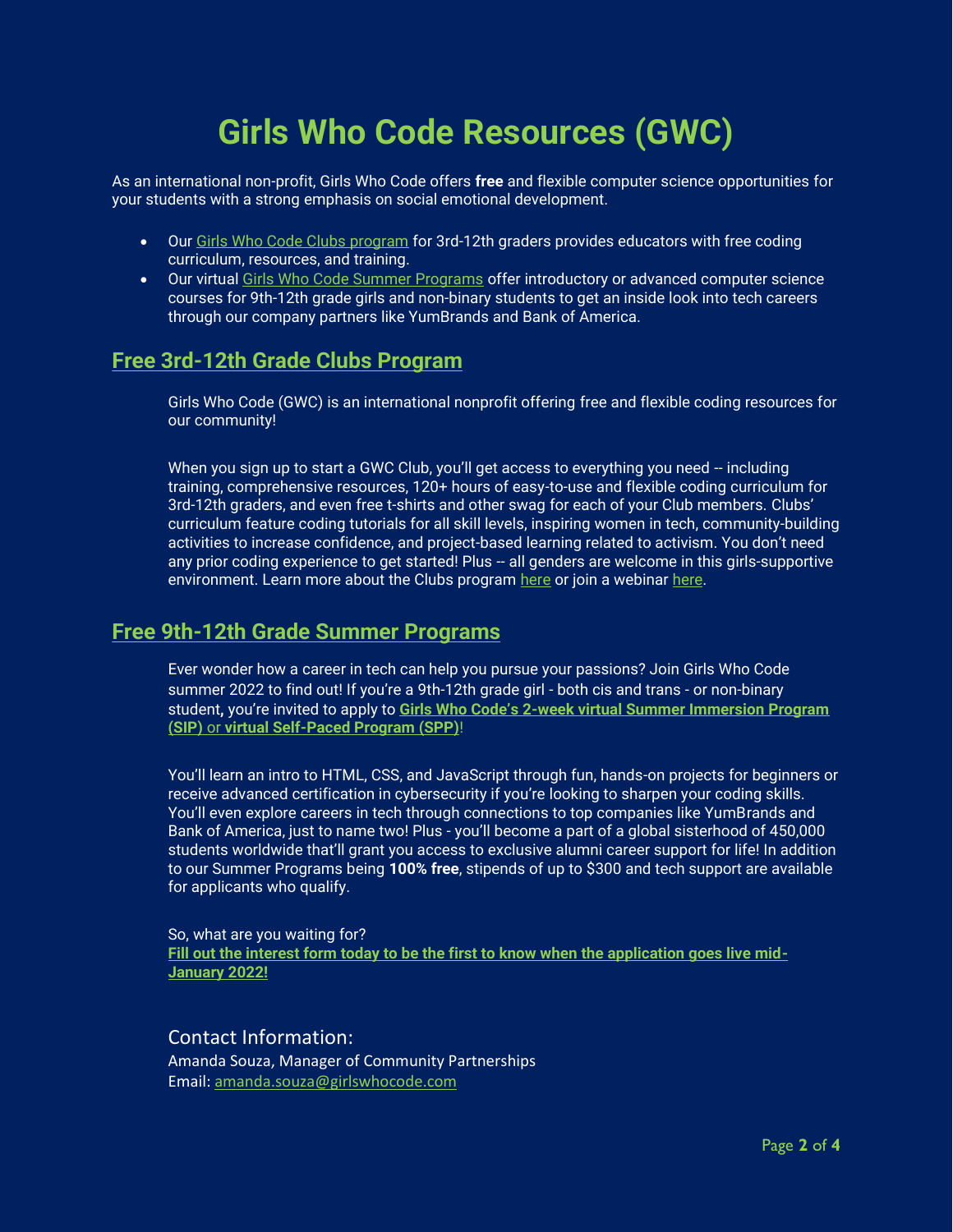# Girls Who Code Resources (GWC)

As an international non-profit, Girls Who Code offers **free** and flexible computer science opportunities for your students with a strong emphasis on social emotional development.

- Our Girls Who Code Clubs program for 3rd-12th graders provides educators with free coding curriculum, resources, and training.
- Our virtual Girls Who Code Summer Programs offer introductory or advanced computer science courses for 9th-12th grade girls and non-binary students to get an inside look into tech careers through our company partners like YumBrands and Bank of America.

## Free 3rd-12th Grade Clubs Program

Girls Who Code (GWC) is an international nonprofit offering free and flexible coding resources for our community!

When you sign up to start a GWC Club, you'll get access to everything you need -- including training, comprehensive resources, 120+ hours of easy-to-use and flexible coding curriculum for 3rd-12th graders, and even free t-shirts and other swag for each of your Club members. Clubs' curriculum feature coding tutorials for all skill levels, inspiring women in tech, community-building activities to increase confidence, and project-based learning related to activism. You don't need any prior coding experience to get started! Plus -- all genders are welcome in this girls-supportive environment. Learn more about the Clubs program here or join a webinar here.

## Free 9th-12th Grade Summer Programs

Ever wonder how a career in tech can help you pursue your passions? Join Girls Who Code summer 2022 to find out! If you're a 9th-12th grade girl - both cis and trans - or non-binary student, you're invited to apply to **Girls Who Code's 2-week virtual Summer Immersion Program (SIP)** or **virtual Self-Paced Program (SPP)**!

You'll learn an intro to HTML, CSS, and JavaScript through fun, hands-on projects for beginners or receive advanced certification in cybersecurity if you're looking to sharpen your coding skills. You'll even explore careers in tech through connections to top companies like YumBrands and Bank of America, just to name two! Plus - you'll become a part of a global sisterhood of 450,000 students worldwide that'll grant you access to exclusive alumni career support for life! In addition to our Summer Programs being **100% free**, stipends of up to $300 and tech support are available for applicants who qualify.

So, what are you waiting for?
**Fill out the interest form today to be the first to know when the application goes live mid-January 2022!**

Contact Information:
Amanda Souza, Manager of Community Partnerships
Email: amanda.souza@girlswhocode.com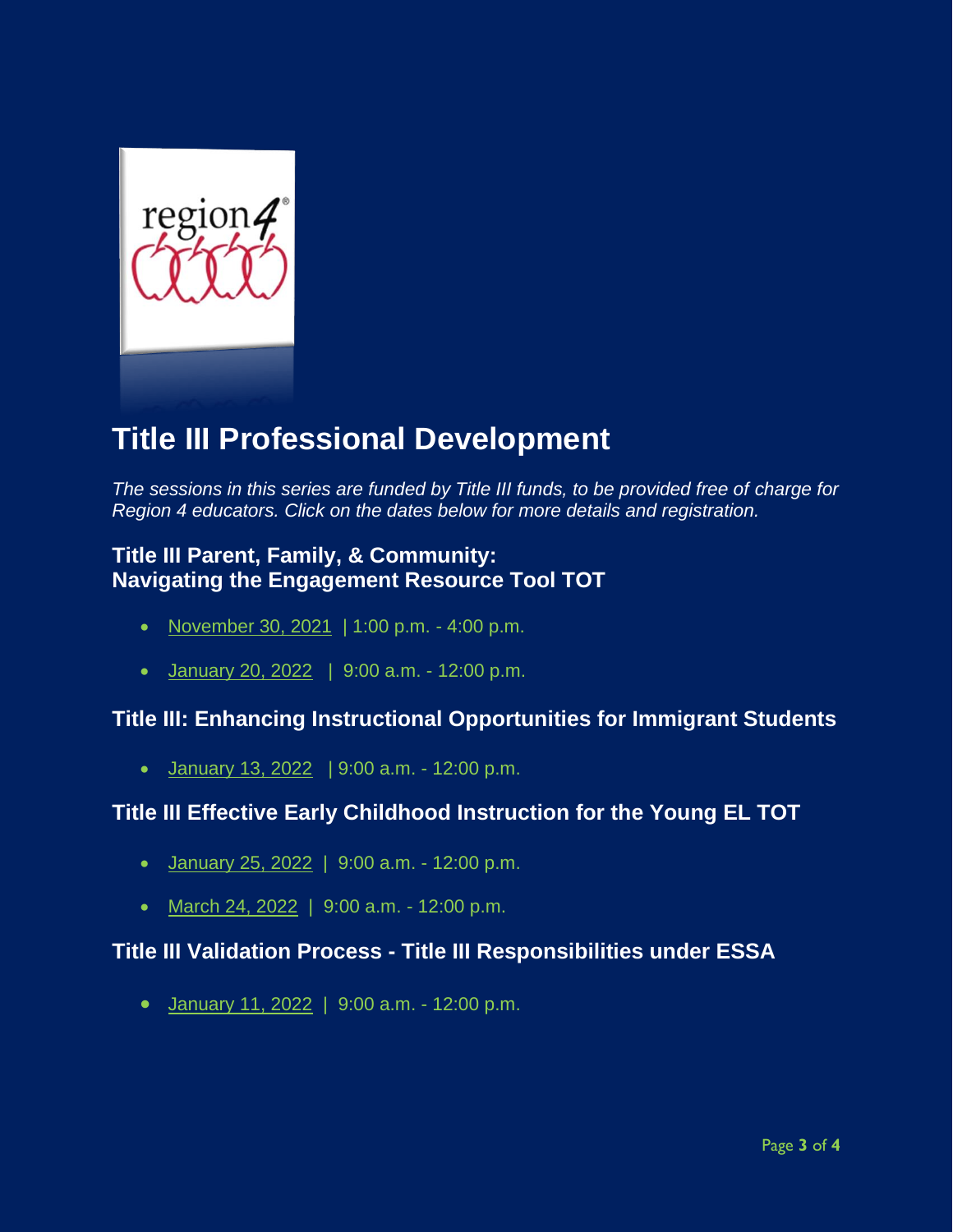# Title III Professional Development

*The sessions in this series are funded by Title III funds, to be provided free of charge for Region 4 educators. Click on the dates below for more details and registration.*

### Title III Parent, Family, & Community: Navigating the Engagement Resource Tool TOT

- November 30, 2021 | 1:00 p.m. - 4:00 p.m.
- January 20, 2022 | 9:00 a.m. - 12:00 p.m.

### Title III: Enhancing Instructional Opportunities for Immigrant Students

- January 13, 2022 | 9:00 a.m. - 12:00 p.m.

### Title III Effective Early Childhood Instruction for the Young EL TOT

- January 25, 2022 | 9:00 a.m. - 12:00 p.m.
- March 24, 2022 | 9:00 a.m. - 12:00 p.m.

### Title III Validation Process - Title III Responsibilities under ESSA

- January 11, 2022 | 9:00 a.m. - 12:00 p.m.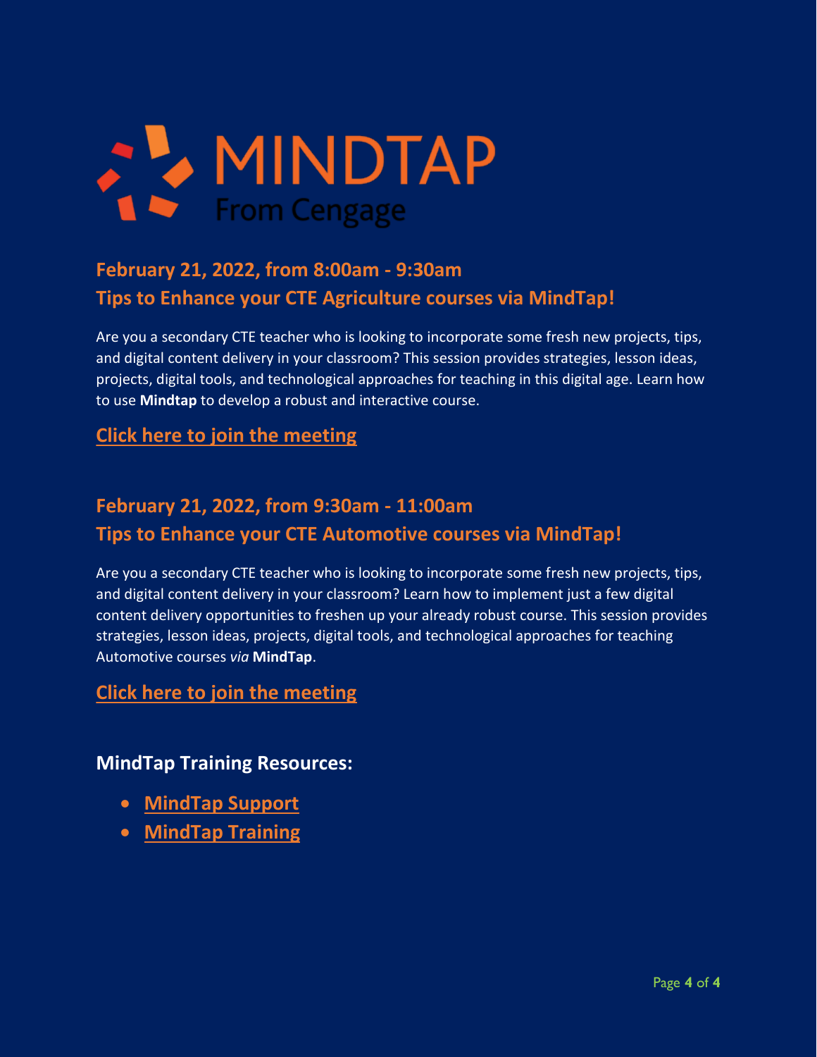MINDTAP

From Cengage

## February 21, 2022, from 8:00am - 9:30am
## Tips to Enhance your CTE Agriculture courses via MindTap!

Are you a secondary CTE teacher who is looking to incorporate some fresh new projects, tips, and digital content delivery in your classroom? This session provides strategies, lesson ideas, projects, digital tools, and technological approaches for teaching in this digital age. Learn how to use **Mindtap** to develop a robust and interactive course.

**Click here to join the meeting**

## February 21, 2022, from 9:30am - 11:00am
## Tips to Enhance your CTE Automotive courses via MindTap!

Are you a secondary CTE teacher who is looking to incorporate some fresh new projects, tips, and digital content delivery in your classroom? Learn how to implement just a few digital content delivery opportunities to freshen up your already robust course. This session provides strategies, lesson ideas, projects, digital tools, and technological approaches for teaching Automotive courses *via* **MindTap**.

**Click here to join the meeting**

### MindTap Training Resources:

- **MindTap Support**
- **MindTap Training**